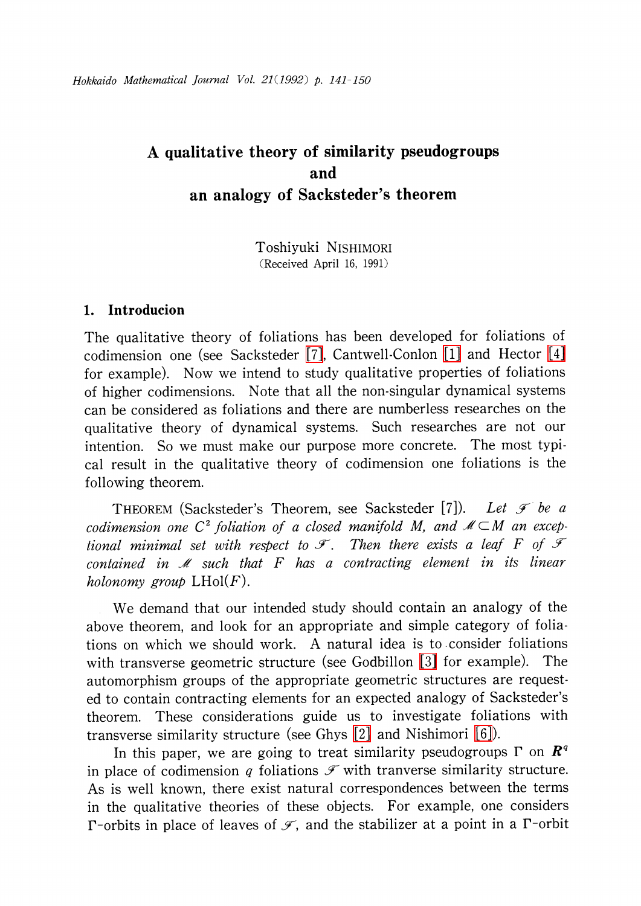# A qualitative theory of similarity pseudogroups and an analogy of Sacksteder's theorem

Toshiyuki NISHIMORI

(Received April 16, 1991)

## 1. Introducion

The qualitative theory of foliations has been developed for foliations of codimension one (see Sacksteder [7], Cantwell-Conlon [1] and Hector [4] for example). Now we intend to study qualitative properties of foliations of higher codimensions. Note that all the non-singular dynamical systems can be considered as foliations and there are numberless researches on the qualitative theory of dynamical systems. Such researches are not our intention. So we must make our purpose more concrete. The most typical result in the qualitative theory of codimension one foliations is the following theorem.

THEOREM (Sacksteder's Theorem, see Sacksteder [7]). *Let $\mathscr{F}$ be a codimension one $C^2$ foliation of a closed manifold $M$, and $\mathscr{M} \subset M$ an exceptional minimal set with respect to $\mathscr{F}$. Then there exists a leaf $F$ of $\mathscr{F}$ contained in $\mathscr{M}$ such that $F$ has a contracting element in its linear holonomy group* $\mathrm{LHol}(F)$.

We demand that our intended study should contain an analogy of the above theorem, and look for an appropriate and simple category of foliations on which we should work. A natural idea is to consider foliations with transverse geometric structure (see Godbillon [3] for example). The automorphism groups of the appropriate geometric structures are requested to contain contracting elements for an expected analogy of Sacksteder's theorem. These considerations guide us to investigate foliations with transverse similarity structure (see Ghys [2] and Nishimori [6]).

In this paper, we are going to treat similarity pseudogroups $\Gamma$ on $\boldsymbol{R}^q$ in place of codimension $q$ foliations $\mathscr{F}$ with tranverse similarity structure. As is well known, there exist natural correspondences between the terms in the qualitative theories of these objects. For example, one considers $\Gamma$-orbits in place of leaves of $\mathscr{F}$, and the stabilizer at a point in a $\Gamma$-orbit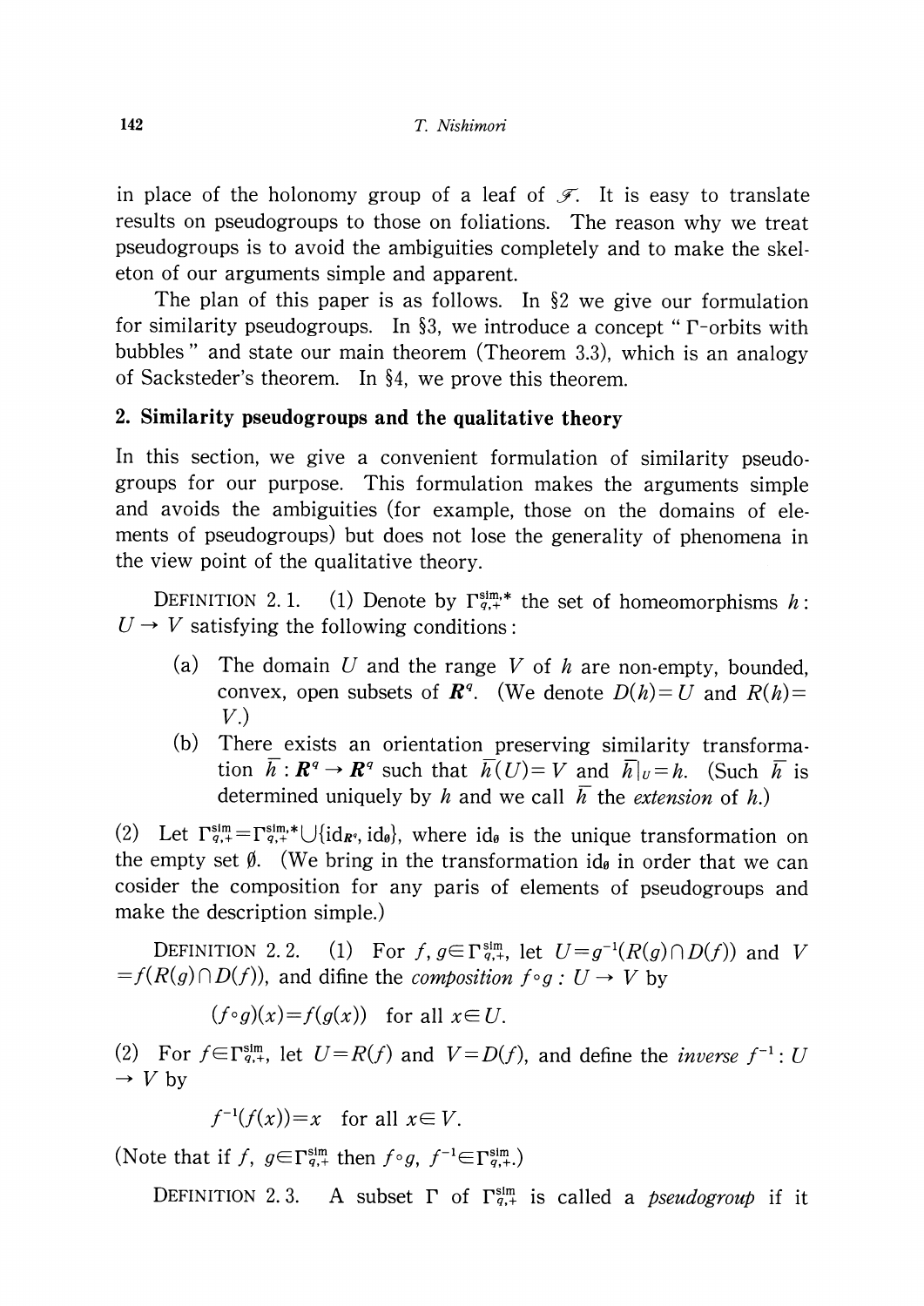in place of the holonomy group of a leaf of $\mathscr{F}$. It is easy to translate results on pseudogroups to those on foliations. The reason why we treat pseudogroups is to avoid the ambiguities completely and to make the skeleton of our arguments simple and apparent.

The plan of this paper is as follows. In §2 we give our formulation for similarity pseudogroups. In §3, we introduce a concept " $\Gamma$-orbits with bubbles " and state our main theorem (Theorem 3.3), which is an analogy of Sacksteder's theorem. In §4, we prove this theorem.

## 2. Similarity pseudogroups and the qualitative theory

In this section, we give a convenient formulation of similarity pseudogroups for our purpose. This formulation makes the arguments simple and avoids the ambiguities (for example, those on the domains of elements of pseudogroups) but does not lose the generality of phenomena in the view point of the qualitative theory.

DEFINITION 2.1. (1) Denote by $\Gamma_{q,+}^{\mathrm{sim},*}$ the set of homeomorphisms $h$: $U \to V$ satisfying the following conditions:

(a) The domain $U$ and the range $V$ of $h$ are non-empty, bounded, convex, open subsets of $\boldsymbol{R}^q$. (We denote $D(h) = U$ and $R(h) = V$.)

(b) There exists an orientation preserving similarity transformation $\bar{h} : \boldsymbol{R}^q \to \boldsymbol{R}^q$ such that $\bar{h}(U) = V$ and $\bar{h}|_U = h$. (Such $\bar{h}$ is determined uniquely by $h$ and we call $\bar{h}$ the *extension* of $h$.)

(2) Let $\Gamma_{q,+}^{\mathrm{sim}} = \Gamma_{q,+}^{\mathrm{sim},*} \cup \{\mathrm{id}_{\boldsymbol{R}^q}, \mathrm{id}_\emptyset\}$, where $\mathrm{id}_\emptyset$ is the unique transformation on the empty set $\emptyset$. (We bring in the transformation $\mathrm{id}_\emptyset$ in order that we can cosider the composition for any paris of elements of pseudogroups and make the description simple.)

DEFINITION 2.2. (1) For $f, g \in \Gamma_{q,+}^{\mathrm{sim}}$, let $U = g^{-1}(R(g) \cap D(f))$ and $V = f(R(g) \cap D(f))$, and difine the *composition* $f \circ g : U \to V$ by

$$(f \circ g)(x) = f(g(x)) \quad \text{for all } x \in U.$$

(2) For $f \in \Gamma_{q,+}^{\mathrm{sim}}$, let $U = R(f)$ and $V = D(f)$, and define the *inverse* $f^{-1}: U \to V$ by

$$f^{-1}(f(x)) = x \quad \text{for all } x \in V.$$

(Note that if $f$, $g \in \Gamma_{q,+}^{\mathrm{sim}}$ then $f \circ g$, $f^{-1} \in \Gamma_{q,+}^{\mathrm{sim}}$.)

DEFINITION 2.3. A subset $\Gamma$ of $\Gamma_{q,+}^{\mathrm{sim}}$ is called a *pseudogroup* if it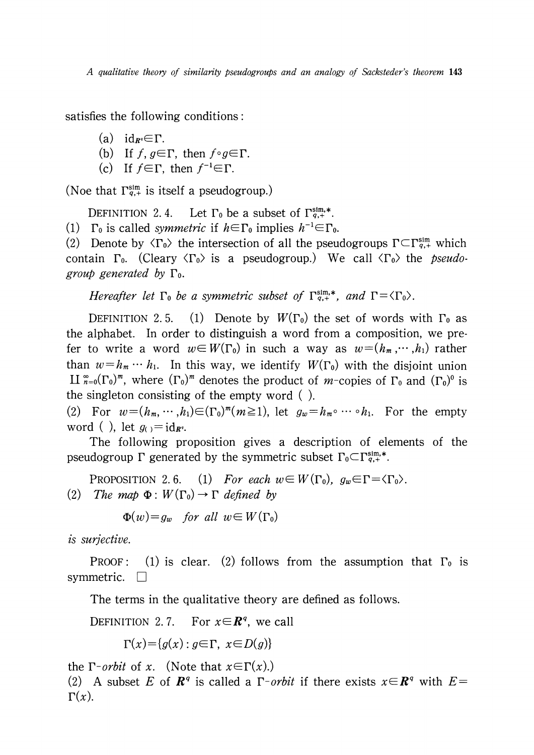satisfies the following conditions:

(a) $\mathrm{id}_{\boldsymbol{R}^q} \in \Gamma$.
(b) If $f, g \in \Gamma$, then $f \circ g \in \Gamma$.
(c) If $f \in \Gamma$, then $f^{-1} \in \Gamma$.

(Noe that $\Gamma_{q,+}^{\mathrm{sim}}$ is itself a pseudogroup.)

DEFINITION 2.4. Let $\Gamma_0$ be a subset of $\Gamma_{q,+}^{\mathrm{sim},*}$.
(1) $\Gamma_0$ is called *symmetric* if $h \in \Gamma_0$ implies $h^{-1} \in \Gamma_0$.
(2) Denote by $\langle \Gamma_0 \rangle$ the intersection of all the pseudogroups $\Gamma \subset \Gamma_{q,+}^{\mathrm{sim}}$ which contain $\Gamma_0$. (Cleary $\langle \Gamma_0 \rangle$ is a pseudogroup.) We call $\langle \Gamma_0 \rangle$ the *pseudogroup generated by* $\Gamma_0$.

*Hereafter let* $\Gamma_0$ *be a symmetric subset of* $\Gamma_{q,+}^{\mathrm{sim},*}$, *and* $\Gamma = \langle \Gamma_0 \rangle$.

DEFINITION 2.5. (1) Denote by $W(\Gamma_0)$ the set of words with $\Gamma_0$ as the alphabet. In order to distinguish a word from a composition, we prefer to write a word $w \in W(\Gamma_0)$ in such a way as $w = (h_m, \cdots, h_1)$ rather than $w = h_m \cdots h_1$. In this way, we identify $W(\Gamma_0)$ with the disjoint union $\amalg_{n=0}^{\infty} (\Gamma_0)^m$, where $(\Gamma_0)^m$ denotes the product of $m$-copies of $\Gamma_0$ and $(\Gamma_0)^0$ is the singleton consisting of the empty word ( ).
(2) For $w = (h_m, \cdots, h_1) \in (\Gamma_0)^m (m \geq 1)$, let $g_w = h_m \circ \cdots \circ h_1$. For the empty word ( ), let $g_{( )} = \mathrm{id}_{\boldsymbol{R}^q}$.

The following proposition gives a description of elements of the pseudogroup $\Gamma$ generated by the symmetric subset $\Gamma_0 \subset \Gamma_{q,+}^{\mathrm{sim},*}$.

PROPOSITION 2.6. (1) *For each* $w \in W(\Gamma_0)$, $g_w \in \Gamma = \langle \Gamma_0 \rangle$.
(2) *The map* $\Phi : W(\Gamma_0) \to \Gamma$ *defined by*

$$\Phi(w) = g_w \quad \textit{for all } w \in W(\Gamma_0)$$

*is surjective.*

PROOF: (1) is clear. (2) follows from the assumption that $\Gamma_0$ is symmetric. $\square$

The terms in the qualitative theory are defined as follows.

DEFINITION 2.7. For $x \in \boldsymbol{R}^q$, we call

$$\Gamma(x) = \{g(x) : g \in \Gamma, \ x \in D(g)\}$$

the $\Gamma$-*orbit* of $x$. (Note that $x \in \Gamma(x)$.)
(2) A subset $E$ of $\boldsymbol{R}^q$ is called a $\Gamma$-*orbit* if there exists $x \in \boldsymbol{R}^q$ with $E = \Gamma(x)$.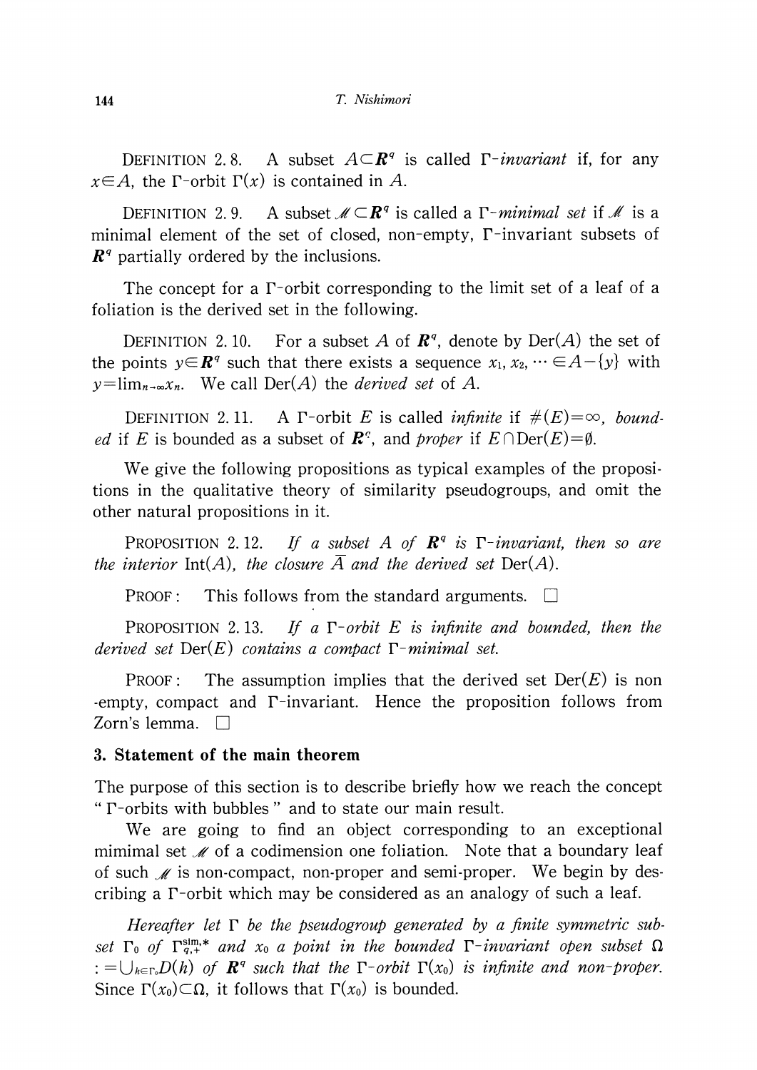DEFINITION 2.8. A subset $A \subset \boldsymbol{R}^q$ is called *$\Gamma$-invariant* if, for any $x \in A$, the $\Gamma$-orbit $\Gamma(x)$ is contained in $A$.

DEFINITION 2.9. A subset $\mathscr{M} \subset \boldsymbol{R}^q$ is called a *$\Gamma$-minimal set* if $\mathscr{M}$ is a minimal element of the set of closed, non-empty, $\Gamma$-invariant subsets of $\boldsymbol{R}^q$ partially ordered by the inclusions.

The concept for a $\Gamma$-orbit corresponding to the limit set of a leaf of a foliation is the derived set in the following.

DEFINITION 2.10. For a subset $A$ of $\boldsymbol{R}^q$, denote by $\mathrm{Der}(A)$ the set of the points $y \in \boldsymbol{R}^q$ such that there exists a sequence $x_1, x_2, \cdots \in A - \{y\}$ with $y = \lim_{n \to \infty} x_n$. We call $\mathrm{Der}(A)$ the *derived set* of $A$.

DEFINITION 2.11. A $\Gamma$-orbit $E$ is called *infinite* if $\#(E) = \infty$, *bounded* if $E$ is bounded as a subset of $\boldsymbol{R}^q$, and *proper* if $E \cap \mathrm{Der}(E) = \emptyset$.

We give the following propositions as typical examples of the propositions in the qualitative theory of similarity pseudogroups, and omit the other natural propositions in it.

PROPOSITION 2.12. *If a subset $A$ of $\boldsymbol{R}^q$ is $\Gamma$-invariant, then so are the interior $\mathrm{Int}(A)$, the closure $\bar{A}$ and the derived set $\mathrm{Der}(A)$.*

PROOF: This follows from the standard arguments. $\square$

PROPOSITION 2.13. *If a $\Gamma$-orbit $E$ is infinite and bounded, then the derived set $\mathrm{Der}(E)$ contains a compact $\Gamma$-minimal set.*

PROOF: The assumption implies that the derived set $\mathrm{Der}(E)$ is non-empty, compact and $\Gamma$-invariant. Hence the proposition follows from Zorn's lemma. $\square$

## 3. Statement of the main theorem

The purpose of this section is to describe briefly how we reach the concept " $\Gamma$-orbits with bubbles " and to state our main result.

We are going to find an object corresponding to an exceptional mimimal set $\mathscr{M}$ of a codimension one foliation. Note that a boundary leaf of such $\mathscr{M}$ is non-compact, non-proper and semi-proper. We begin by describing a $\Gamma$-orbit which may be considered as an analogy of such a leaf.

*Hereafter let $\Gamma$ be the pseudogroup generated by a finite symmetric subset $\Gamma_0$ of $\Gamma_{q,+}^{\mathrm{sim},*}$ and $x_0$ a point in the bounded $\Gamma$-invariant open subset $\Omega := \bigcup_{h \in \Gamma_0} D(h)$ of $\boldsymbol{R}^q$ such that the $\Gamma$-orbit $\Gamma(x_0)$ is infinite and non-proper.* Since $\Gamma(x_0) \subset \Omega$, it follows that $\Gamma(x_0)$ is bounded.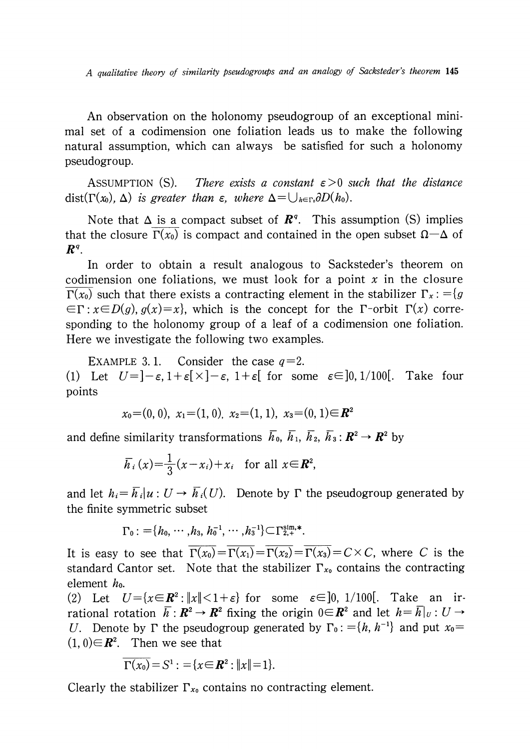An observation on the holonomy pseudogroup of an exceptional minimal set of a codimension one foliation leads us to make the following natural assumption, which can always be satisfied for such a holonomy pseudogroup.

ASSUMPTION (S). *There exists a constant $\varepsilon>0$ such that the distance* $\mathrm{dist}(\Gamma(x_0), \Delta)$ *is greater than* $\varepsilon$, *where* $\Delta=\bigcup_{h\in\Gamma_0}\partial D(h_0)$.

Note that $\Delta$ is a compact subset of $\boldsymbol{R}^q$. This assumption (S) implies that the closure $\overline{\Gamma(x_0)}$ is compact and contained in the open subset $\Omega-\Delta$ of $\boldsymbol{R}^q$.

In order to obtain a result analogous to Sacksteder's theorem on codimension one foliations, we must look for a point $x$ in the closure $\overline{\Gamma(x_0)}$ such that there exists a contracting element in the stabilizer $\Gamma_x := \{g \in\Gamma : x\in D(g), g(x)=x\}$, which is the concept for the $\Gamma$-orbit $\Gamma(x)$ corresponding to the holonomy group of a leaf of a codimension one foliation. Here we investigate the following two examples.

EXAMPLE 3.1. Consider the case $q=2$.
(1) Let $U=]-\varepsilon, 1+\varepsilon[\times]-\varepsilon, 1+\varepsilon[$ for some $\varepsilon\in]0, 1/100[$. Take four points

$$x_0=(0,0),\ x_1=(1,0),\ x_2=(1,1),\ x_3=(0,1)\in\boldsymbol{R}^2$$

and define similarity transformations $\bar{h}_0, \bar{h}_1, \bar{h}_2, \bar{h}_3 : \boldsymbol{R}^2\to\boldsymbol{R}^2$ by

$$\bar{h}_i(x)=\frac{1}{3}(x-x_i)+x_i \quad \text{for all } x\in\boldsymbol{R}^2,$$

and let $h_i=\bar{h}_i|_U : U\to\bar{h}_i(U)$. Denote by $\Gamma$ the pseudogroup generated by the finite symmetric subset

$$\Gamma_0 := \{h_0, \cdots, h_3, h_0^{-1}, \cdots, h_3^{-1}\}\subset\Gamma_{2,+}^{\mathrm{sim},*}.$$

It is easy to see that $\overline{\Gamma(x_0)}=\overline{\Gamma(x_1)}=\overline{\Gamma(x_2)}=\overline{\Gamma(x_3)}=C\times C$, where $C$ is the standard Cantor set. Note that the stabilizer $\Gamma_{x_0}$ contains the contracting element $h_0$.
(2) Let $U=\{x\in\boldsymbol{R}^2 : \|x\|<1+\varepsilon\}$ for some $\varepsilon\in]0, 1/100[$. Take an irrational rotation $\bar{h} : \boldsymbol{R}^2\to\boldsymbol{R}^2$ fixing the origin $0\in\boldsymbol{R}^2$ and let $h=\bar{h}|_U : U\to U$. Denote by $\Gamma$ the pseudogroup generated by $\Gamma_0 := \{h, h^{-1}\}$ and put $x_0=(1,0)\in\boldsymbol{R}^2$. Then we see that

$$\overline{\Gamma(x_0)}=S^1 := \{x\in\boldsymbol{R}^2 : \|x\|=1\}.$$

Clearly the stabilizer $\Gamma_{x_0}$ contains no contracting element.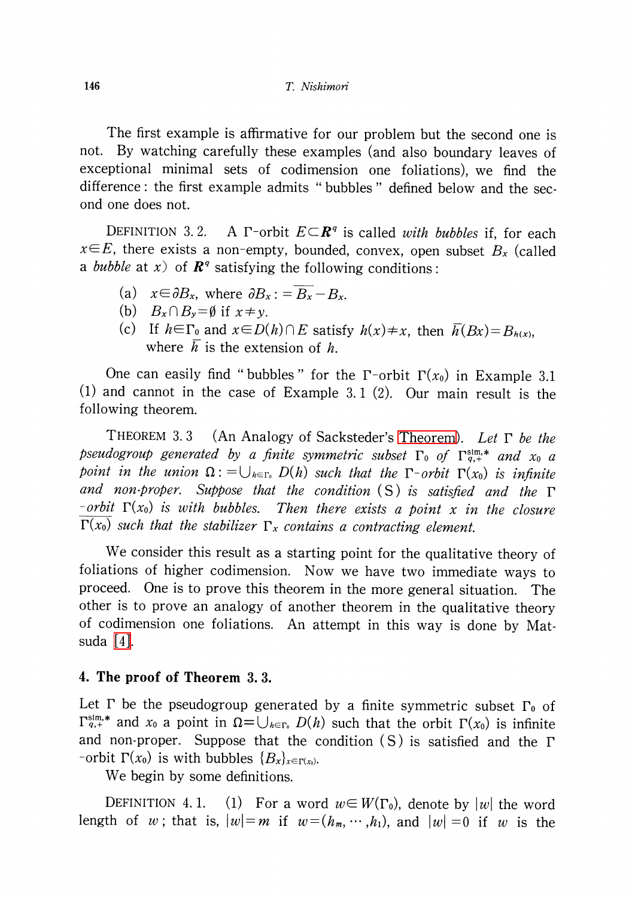The first example is affirmative for our problem but the second one is not. By watching carefully these examples (and also boundary leaves of exceptional minimal sets of codimension one foliations), we find the difference: the first example admits "bubbles" defined below and the second one does not.

DEFINITION 3.2. A $\Gamma$-orbit $E \subset \boldsymbol{R}^q$ is called *with bubbles* if, for each $x \in E$, there exists a non-empty, bounded, convex, open subset $B_x$ (called a *bubble* at $x$) of $\boldsymbol{R}^q$ satisfying the following conditions:

(a) $x \in \partial B_x$, where $\partial B_x := \overline{B_x} - B_x$.

(b) $B_x \cap B_y = \emptyset$ if $x \neq y$.

(c) If $h \in \Gamma_0$ and $x \in D(h) \cap E$ satisfy $h(x) \neq x$, then $\bar{h}(Bx) = B_{h(x)}$, where $\bar{h}$ is the extension of $h$.

One can easily find "bubbles" for the $\Gamma$-orbit $\Gamma(x_0)$ in Example 3.1 (1) and cannot in the case of Example 3.1 (2). Our main result is the following theorem.

THEOREM 3.3 (An Analogy of Sacksteder's Theorem). *Let $\Gamma$ be the pseudogroup generated by a finite symmetric subset $\Gamma_0$ of $\Gamma_{q,+}^{\mathrm{sim},*}$ and $x_0$ a point in the union $\Omega := \bigcup_{h \in \Gamma_0} D(h)$ such that the $\Gamma$-orbit $\Gamma(x_0)$ is infinite and non-proper. Suppose that the condition (S) is satisfied and the $\Gamma$-orbit $\Gamma(x_0)$ is with bubbles. Then there exists a point $x$ in the closure $\overline{\Gamma(x_0)}$ such that the stabilizer $\Gamma_x$ contains a contracting element.*

We consider this result as a starting point for the qualitative theory of foliations of higher codimension. Now we have two immediate ways to proceed. One is to prove this theorem in the more general situation. The other is to prove an analogy of another theorem in the qualitative theory of codimension one foliations. An attempt in this way is done by Matsuda [4].

## 4. The proof of Theorem 3.3.

Let $\Gamma$ be the pseudogroup generated by a finite symmetric subset $\Gamma_0$ of $\Gamma_{q,+}^{\mathrm{sim},*}$ and $x_0$ a point in $\Omega = \bigcup_{h \in \Gamma_0} D(h)$ such that the orbit $\Gamma(x_0)$ is infinite and non-proper. Suppose that the condition (S) is satisfied and the $\Gamma$-orbit $\Gamma(x_0)$ is with bubbles $\{B_x\}_{x \in \Gamma(x_0)}$.

We begin by some definitions.

DEFINITION 4.1. (1) For a word $w \in W(\Gamma_0)$, denote by $|w|$ the word length of $w$; that is, $|w| = m$ if $w = (h_m, \cdots, h_1)$, and $|w| = 0$ if $w$ is the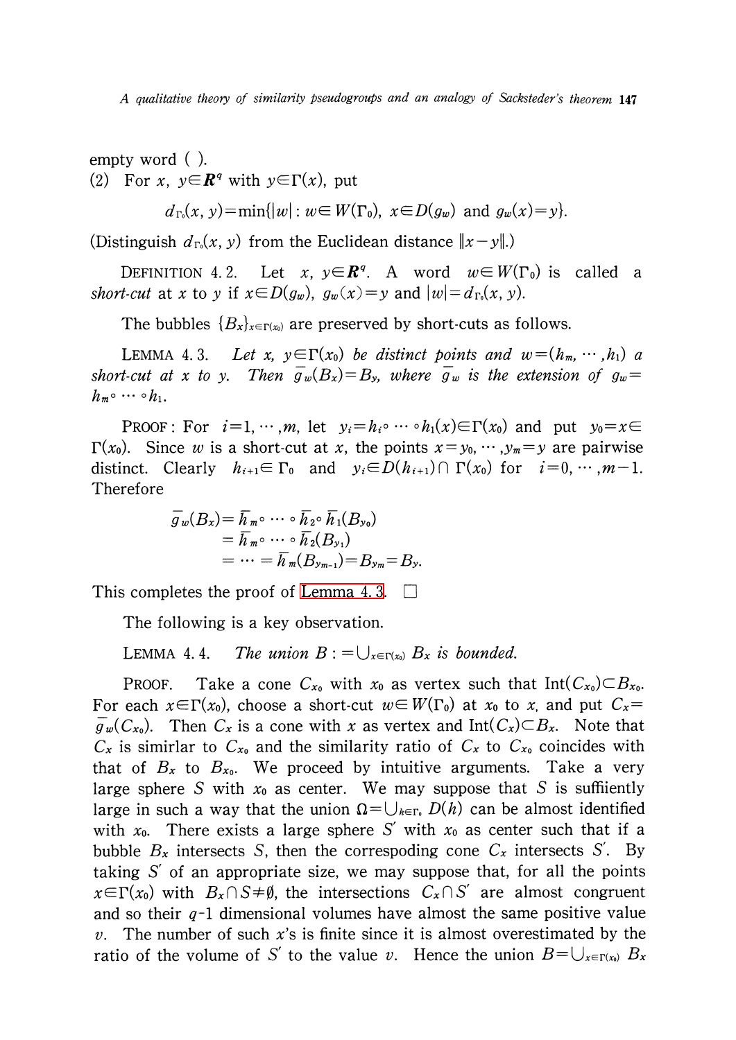empty word ( ).

(2) For $x, y \in \boldsymbol{R}^q$ with $y \in \Gamma(x)$, put

$$d_{\Gamma_0}(x, y) = \min\{|w| : w \in W(\Gamma_0),\ x \in D(g_w) \text{ and } g_w(x) = y\}.$$

(Distinguish $d_{\Gamma_0}(x, y)$ from the Euclidean distance $\|x - y\|$.)

DEFINITION 4.2. Let $x, y \in \boldsymbol{R}^q$. A word $w \in W(\Gamma_0)$ is called a *short-cut* at $x$ to $y$ if $x \in D(g_w)$, $g_w(x) = y$ and $|w| = d_{\Gamma_0}(x, y)$.

The bubbles $\{B_x\}_{x \in \Gamma(x_0)}$ are preserved by short-cuts as follows.

LEMMA 4.3. *Let $x, y \in \Gamma(x_0)$ be distinct points and $w = (h_m, \cdots, h_1)$ a short-cut at $x$ to $y$. Then $\bar{g}_w(B_x) = B_y$, where $\bar{g}_w$ is the extension of $g_w = h_m \circ \cdots \circ h_1$.*

PROOF: For $i = 1, \cdots, m$, let $y_i = h_i \circ \cdots \circ h_1(x) \in \Gamma(x_0)$ and put $y_0 = x \in \Gamma(x_0)$. Since $w$ is a short-cut at $x$, the points $x = y_0, \cdots, y_m = y$ are pairwise distinct. Clearly $h_{i+1} \in \Gamma_0$ and $y_i \in D(h_{i+1}) \cap \Gamma(x_0)$ for $i = 0, \cdots, m-1$. Therefore

$$\begin{aligned}
\bar{g}_w(B_x) &= \bar{h}_m \circ \cdots \circ \bar{h}_2 \circ \bar{h}_1(B_{y_0}) \\
&= \bar{h}_m \circ \cdots \circ \bar{h}_2(B_{y_1}) \\
&= \cdots = \bar{h}_m(B_{y_{m-1}}) = B_{y_m} = B_y.
\end{aligned}$$

This completes the proof of Lemma 4.3. $\square$

The following is a key observation.

LEMMA 4.4. *The union $B := \bigcup_{x \in \Gamma(x_0)} B_x$ is bounded.*

PROOF. Take a cone $C_{x_0}$ with $x_0$ as vertex such that $\mathrm{Int}(C_{x_0}) \subset B_{x_0}$. For each $x \in \Gamma(x_0)$, choose a short-cut $w \in W(\Gamma_0)$ at $x_0$ to $x$, and put $C_x = \bar{g}_w(C_{x_0})$. Then $C_x$ is a cone with $x$ as vertex and $\mathrm{Int}(C_x) \subset B_x$. Note that $C_x$ is simirlar to $C_{x_0}$ and the similarity ratio of $C_x$ to $C_{x_0}$ coincides with that of $B_x$ to $B_{x_0}$. We proceed by intuitive arguments. Take a very large sphere $S$ with $x_0$ as center. We may suppose that $S$ is suffiiently large in such a way that the union $\Omega = \bigcup_{h \in \Gamma_0} D(h)$ can be almost identified with $x_0$. There exists a large sphere $S'$ with $x_0$ as center such that if a bubble $B_x$ intersects $S$, then the correspoding cone $C_x$ intersects $S'$. By taking $S'$ of an appropriate size, we may suppose that, for all the points $x \in \Gamma(x_0)$ with $B_x \cap S \neq \emptyset$, the intersections $C_x \cap S'$ are almost congruent and so their $q$-1 dimensional volumes have almost the same positive value $v$. The number of such $x$'s is finite since it is almost overestimated by the ratio of the volume of $S'$ to the value $v$. Hence the union $B = \bigcup_{x \in \Gamma(x_0)} B_x$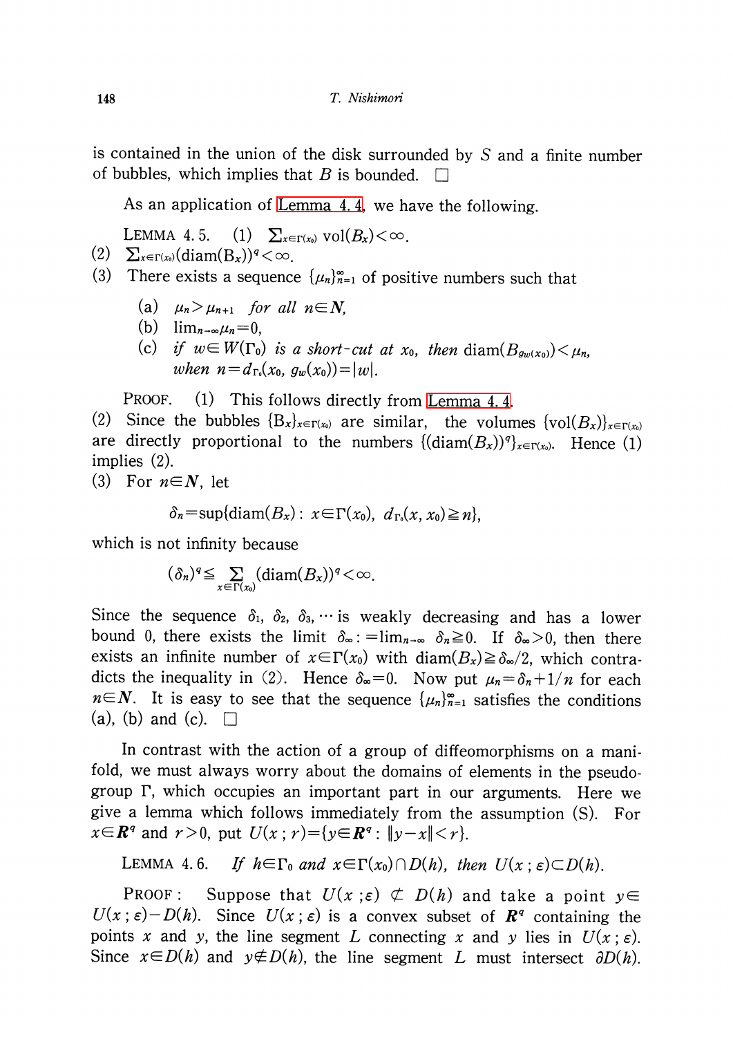is contained in the union of the disk surrounded by $S$ and a finite number of bubbles, which implies that $B$ is bounded. □

As an application of Lemma 4.4, we have the following.

LEMMA 4.5. (1) $\sum_{x\in\Gamma(x_0)} \mathrm{vol}(B_x)<\infty$.

(2) $\sum_{x\in\Gamma(x_0)}(\mathrm{diam}(B_x))^q<\infty$.

(3) There exists a sequence $\{\mu_n\}_{n=1}^\infty$ of positive numbers such that

(a) $\mu_n>\mu_{n+1}$ *for all* $n\in \boldsymbol{N}$,

(b) $\lim_{n\to\infty}\mu_n=0$,

(c) *if* $w\in W(\Gamma_0)$ *is a short-cut at* $x_0$, *then* $\mathrm{diam}(B_{g_w(x_0)})<\mu_n$, *when* $n=d_{\Gamma_0}(x_0, g_w(x_0))=|w|$.

PROOF. (1) This follows directly from Lemma 4.4.

(2) Since the bubbles $\{B_x\}_{x\in\Gamma(x_0)}$ are similar, the volumes $\{\mathrm{vol}(B_x)\}_{x\in\Gamma(x_0)}$ are directly proportional to the numbers $\{(\mathrm{diam}(B_x))^q\}_{x\in\Gamma(x_0)}$. Hence (1) implies (2).

(3) For $n\in \boldsymbol{N}$, let

$$\delta_n=\sup\{\mathrm{diam}(B_x):\ x\in\Gamma(x_0),\ d_{\Gamma_0}(x, x_0)\geqq n\},$$

which is not infinity because

$$(\delta_n)^q\leqq \sum_{x\in\Gamma(x_0)}(\mathrm{diam}(B_x))^q<\infty.$$

Since the sequence $\delta_1, \delta_2, \delta_3, \cdots$ is weakly decreasing and has a lower bound 0, there exists the limit $\delta_\infty:=\lim_{n\to\infty}\delta_n\geqq 0$. If $\delta_\infty>0$, then there exists an infinite number of $x\in\Gamma(x_0)$ with $\mathrm{diam}(B_x)\geqq\delta_\infty/2$, which contradicts the inequality in (2). Hence $\delta_\infty=0$. Now put $\mu_n=\delta_n+1/n$ for each $n\in\boldsymbol{N}$. It is easy to see that the sequence $\{\mu_n\}_{n=1}^\infty$ satisfies the conditions (a), (b) and (c). □

In contrast with the action of a group of diffeomorphisms on a manifold, we must always worry about the domains of elements in the pseudogroup $\Gamma$, which occupies an important part in our arguments. Here we give a lemma which follows immediately from the assumption (S). For $x\in\boldsymbol{R}^q$ and $r>0$, put $U(x\,;r)=\{y\in\boldsymbol{R}^q:\ \|y-x\|<r\}$.

LEMMA 4.6. *If* $h\in\Gamma_0$ *and* $x\in\Gamma(x_0)\cap D(h)$, *then* $U(x\,;\varepsilon)\subset D(h)$.

PROOF: Suppose that $U(x\,;\varepsilon)\not\subset D(h)$ and take a point $y\in U(x\,;\varepsilon)-D(h)$. Since $U(x\,;\varepsilon)$ is a convex subset of $\boldsymbol{R}^q$ containing the points $x$ and $y$, the line segment $L$ connecting $x$ and $y$ lies in $U(x\,;\varepsilon)$. Since $x\in D(h)$ and $y\notin D(h)$, the line segment $L$ must intersect $\partial D(h)$.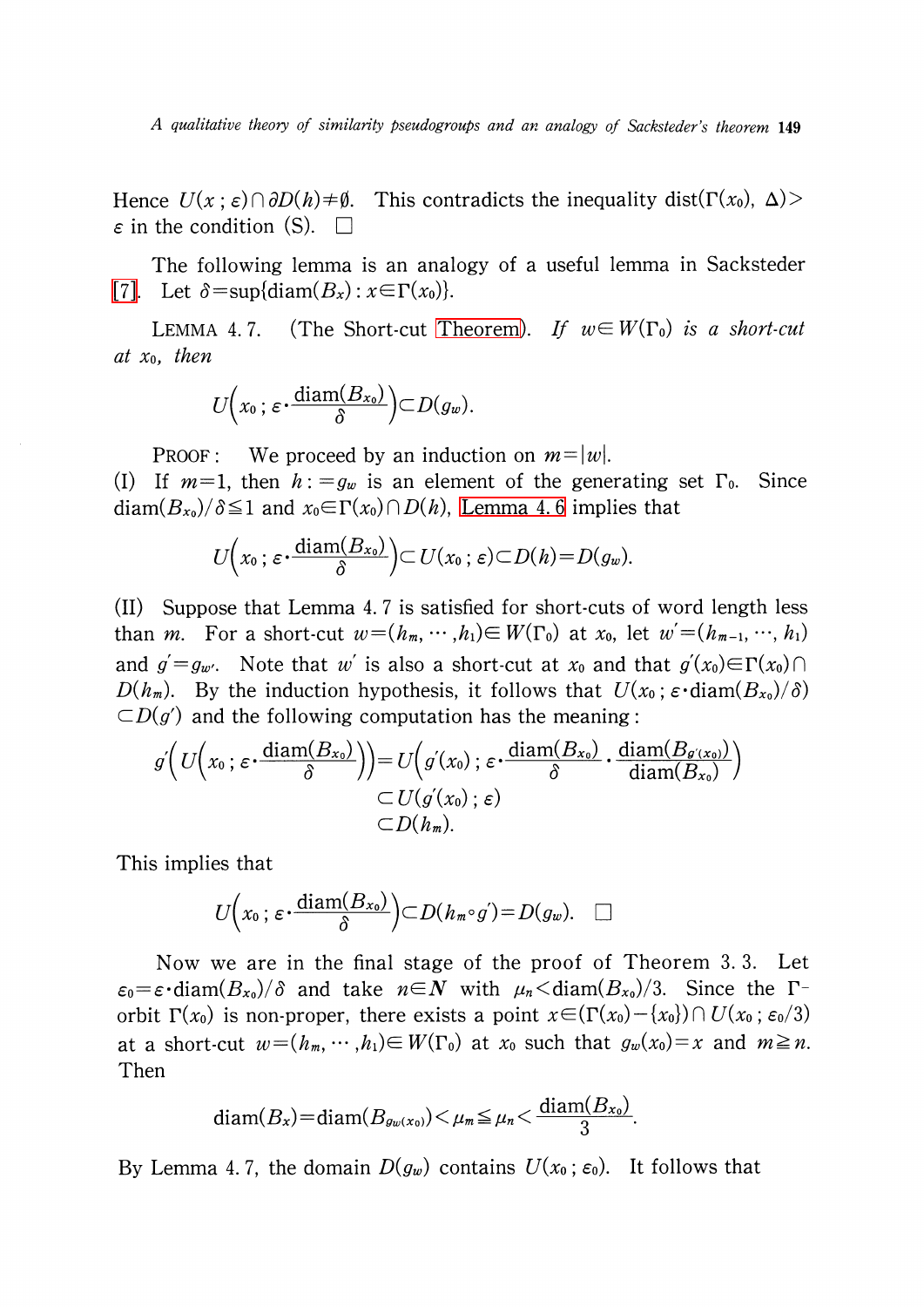Hence $U(x\,;\varepsilon)\cap\partial D(h)\neq\emptyset$. This contradicts the inequality $\mathrm{dist}(\Gamma(x_0),\ \Delta)>\varepsilon$ in the condition (S). $\square$

The following lemma is an analogy of a useful lemma in Sacksteder [7]. Let $\delta=\sup\{\mathrm{diam}(B_x):x\in\Gamma(x_0)\}$.

LEMMA 4.7. (The Short-cut Theorem). *If $w\in W(\Gamma_0)$ is a short-cut at $x_0$, then*

$$U\left(x_0\,;\varepsilon\cdot\frac{\mathrm{diam}(B_{x_0})}{\delta}\right)\subset D(g_w).$$

PROOF: We proceed by an induction on $m=|w|$.
(I) If $m=1$, then $h:=g_w$ is an element of the generating set $\Gamma_0$. Since $\mathrm{diam}(B_{x_0})/\delta\leqq 1$ and $x_0\in\Gamma(x_0)\cap D(h)$, Lemma 4.6 implies that

$$U\left(x_0\,;\varepsilon\cdot\frac{\mathrm{diam}(B_{x_0})}{\delta}\right)\subset U(x_0\,;\varepsilon)\subset D(h)=D(g_w).$$

(II) Suppose that Lemma 4.7 is satisfied for short-cuts of word length less than $m$. For a short-cut $w=(h_m,\cdots,h_1)\in W(\Gamma_0)$ at $x_0$, let $w'=(h_{m-1},\cdots,h_1)$ and $g'=g_{w'}$. Note that $w'$ is also a short-cut at $x_0$ and that $g'(x_0)\in\Gamma(x_0)\cap D(h_m)$. By the induction hypothesis, it follows that $U(x_0\,;\varepsilon\cdot\mathrm{diam}(B_{x_0})/\delta)\subset D(g')$ and the following computation has the meaning:

$$\begin{aligned}
g'\left(U\left(x_0\,;\varepsilon\cdot\frac{\mathrm{diam}(B_{x_0})}{\delta}\right)\right)&=U\left(g'(x_0)\,;\varepsilon\cdot\frac{\mathrm{diam}(B_{x_0})}{\delta}\cdot\frac{\mathrm{diam}(B_{g'(x_0)})}{\mathrm{diam}(B_{x_0})}\right)\\
&\subset U(g'(x_0)\,;\varepsilon)\\
&\subset D(h_m).
\end{aligned}$$

This implies that

$$U\left(x_0\,;\varepsilon\cdot\frac{\mathrm{diam}(B_{x_0})}{\delta}\right)\subset D(h_m\circ g')=D(g_w).\quad\square$$

Now we are in the final stage of the proof of Theorem 3.3. Let $\varepsilon_0=\varepsilon\cdot\mathrm{diam}(B_{x_0})/\delta$ and take $n\in\boldsymbol{N}$ with $\mu_n<\mathrm{diam}(B_{x_0})/3$. Since the $\Gamma$-orbit $\Gamma(x_0)$ is non-proper, there exists a point $x\in(\Gamma(x_0)-\{x_0\})\cap U(x_0\,;\varepsilon_0/3)$ at a short-cut $w=(h_m,\cdots,h_1)\in W(\Gamma_0)$ at $x_0$ such that $g_w(x_0)=x$ and $m\geqq n$. Then

$$\mathrm{diam}(B_x)=\mathrm{diam}(B_{g_w(x_0)})<\mu_m\leqq\mu_n<\frac{\mathrm{diam}(B_{x_0})}{3}.$$

By Lemma 4.7, the domain $D(g_w)$ contains $U(x_0\,;\varepsilon_0)$. It follows that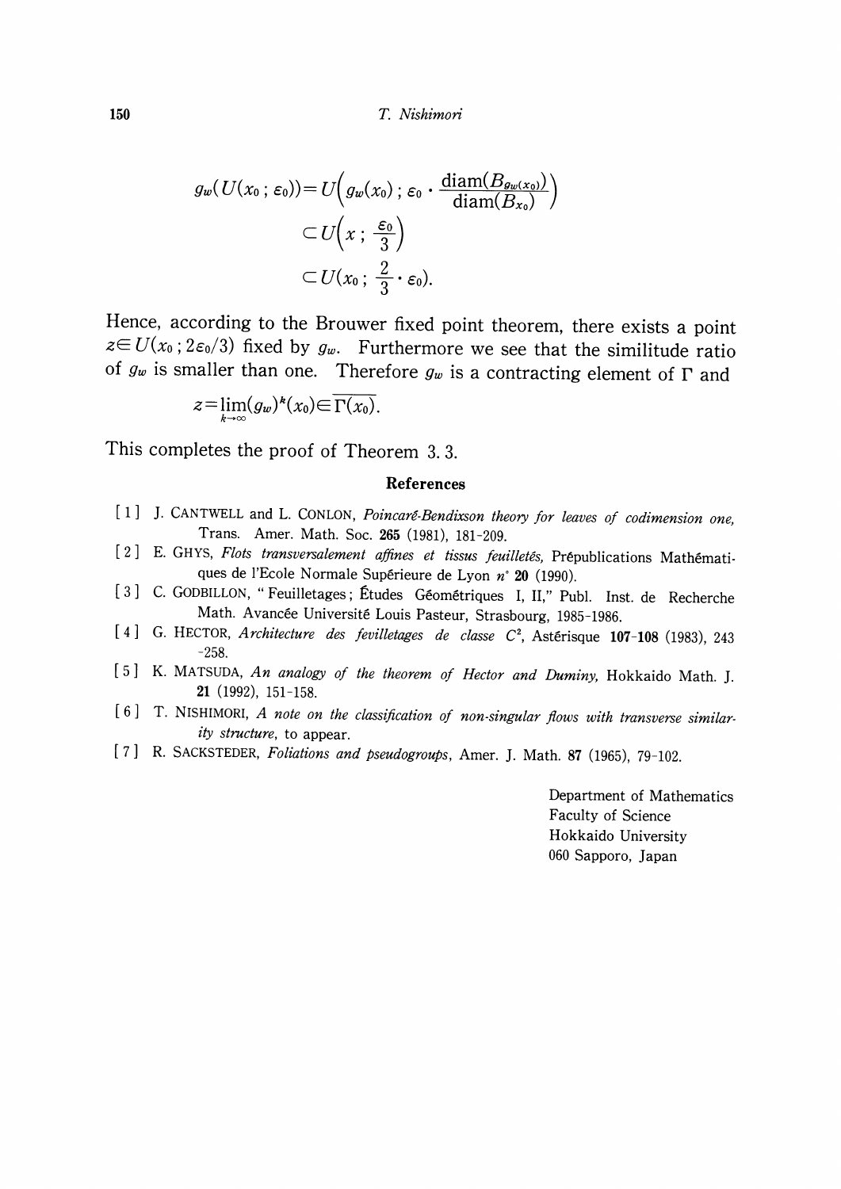$$
\begin{aligned}
g_w(U(x_0\,;\varepsilon_0)) &= U\Big(g_w(x_0)\,;\varepsilon_0\cdot\frac{\operatorname{diam}(B_{g_w(x_0)})}{\operatorname{diam}(B_{x_0})}\Big)\\
&\subset U\Big(x\,;\frac{\varepsilon_0}{3}\Big)\\
&\subset U(x_0\,;\frac{2}{3}\cdot\varepsilon_0).
\end{aligned}
$$

Hence, according to the Brouwer fixed point theorem, there exists a point $z\in U(x_0\,;2\varepsilon_0/3)$ fixed by $g_w$. Furthermore we see that the similitude ratio of $g_w$ is smaller than one. Therefore $g_w$ is a contracting element of $\Gamma$ and

$$
z=\lim_{k\to\infty}(g_w)^k(x_0)\in\overline{\Gamma(x_0)}.
$$

This completes the proof of Theorem 3.3.

## References

[1] J. CANTWELL and L. CONLON, *Poincaré-Bendixson theory for leaves of codimension one*, Trans. Amer. Math. Soc. **265** (1981), 181-209.

[2] E. GHYS, *Flots transversalement affines et tissus feuilletés*, Prépublications Mathématiques de l'Ecole Normale Supérieure de Lyon n° **20** (1990).

[3] C. GODBILLON, "Feuilletages; Études Géométriques I, II," Publ. Inst. de Recherche Math. Avancée Université Louis Pasteur, Strasbourg, 1985-1986.

[4] G. HECTOR, *Architecture des fevilletages de classe* $C^2$, Astérisque **107-108** (1983), 243-258.

[5] K. MATSUDA, *An analogy of the theorem of Hector and Duminy*, Hokkaido Math. J. **21** (1992), 151-158.

[6] T. NISHIMORI, *A note on the classification of non-singular flows with transverse similarity structure*, to appear.

[7] R. SACKSTEDER, *Foliations and pseudogroups*, Amer. J. Math. **87** (1965), 79-102.

Department of Mathematics
Faculty of Science
Hokkaido University
060 Sapporo, Japan